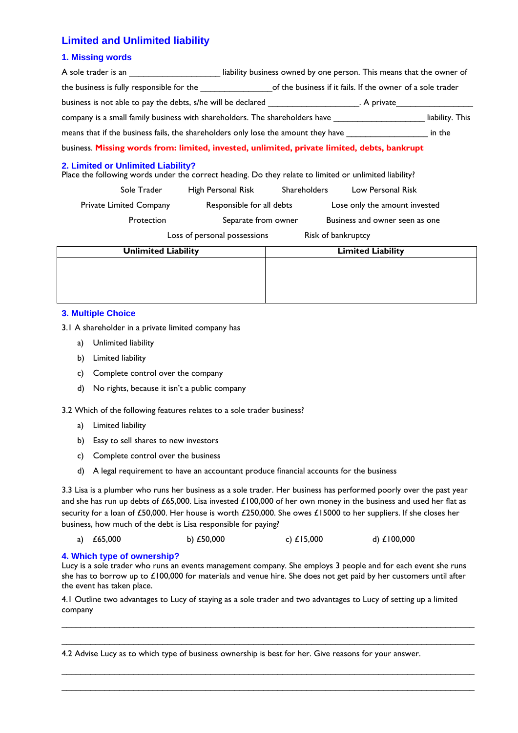# Limited and Unlimited liability

## 1. Missing words

A sole trader is an ____________________ liability business owned by one person. This means that the owner of the business is fully responsible for the ________________of the business if it fails. If the owner of a sole trader business is not able to pay the debts, s/he will be declared ____________________. A private_________________ company is a small family business with shareholders. The shareholders have ____________________ liability. This means that if the business fails, the shareholders only lose the amount they have __________________ in the business. **Missing words from: limited, invested, unlimited, private limited, debts, bankrupt**

## 2. Limited or Unlimited Liability?

Place the following words under the correct heading. Do they relate to limited or unlimited liability?

Sole Trader | High Personal Risk | Shareholders | Low Personal Risk

Private Limited Company | Responsible for all debts | Lose only the amount invested

Protection | Separate from owner | Business and owner seen as one

Loss of personal possessions | Risk of bankruptcy

| Unlimited Liability | Limited Liability |
|---|---|
| | |

## 3. Multiple Choice

3.1 A shareholder in a private limited company has

a) Unlimited liability

b) Limited liability

c) Complete control over the company

d) No rights, because it isn't a public company

3.2 Which of the following features relates to a sole trader business?

a) Limited liability

b) Easy to sell shares to new investors

c) Complete control over the business

d) A legal requirement to have an accountant produce financial accounts for the business

3.3 Lisa is a plumber who runs her business as a sole trader. Her business has performed poorly over the past year and she has run up debts of £65,000. Lisa invested £100,000 of her own money in the business and used her flat as security for a loan of £50,000. Her house is worth £250,000. She owes £15000 to her suppliers. If she closes her business, how much of the debt is Lisa responsible for paying?

a) £65,000 b) £50,000 c) £15,000 d) £100,000

## 4. Which type of ownership?

Lucy is a sole trader who runs an events management company. She employs 3 people and for each event she runs she has to borrow up to £100,000 for materials and venue hire. She does not get paid by her customers until after the event has taken place.

4.1 Outline two advantages to Lucy of staying as a sole trader and two advantages to Lucy of setting up a limited company

_______________________________________________________________________________________

_______________________________________________________________________________________

4.2 Advise Lucy as to which type of business ownership is best for her. Give reasons for your answer.

_______________________________________________________________________________________

_______________________________________________________________________________________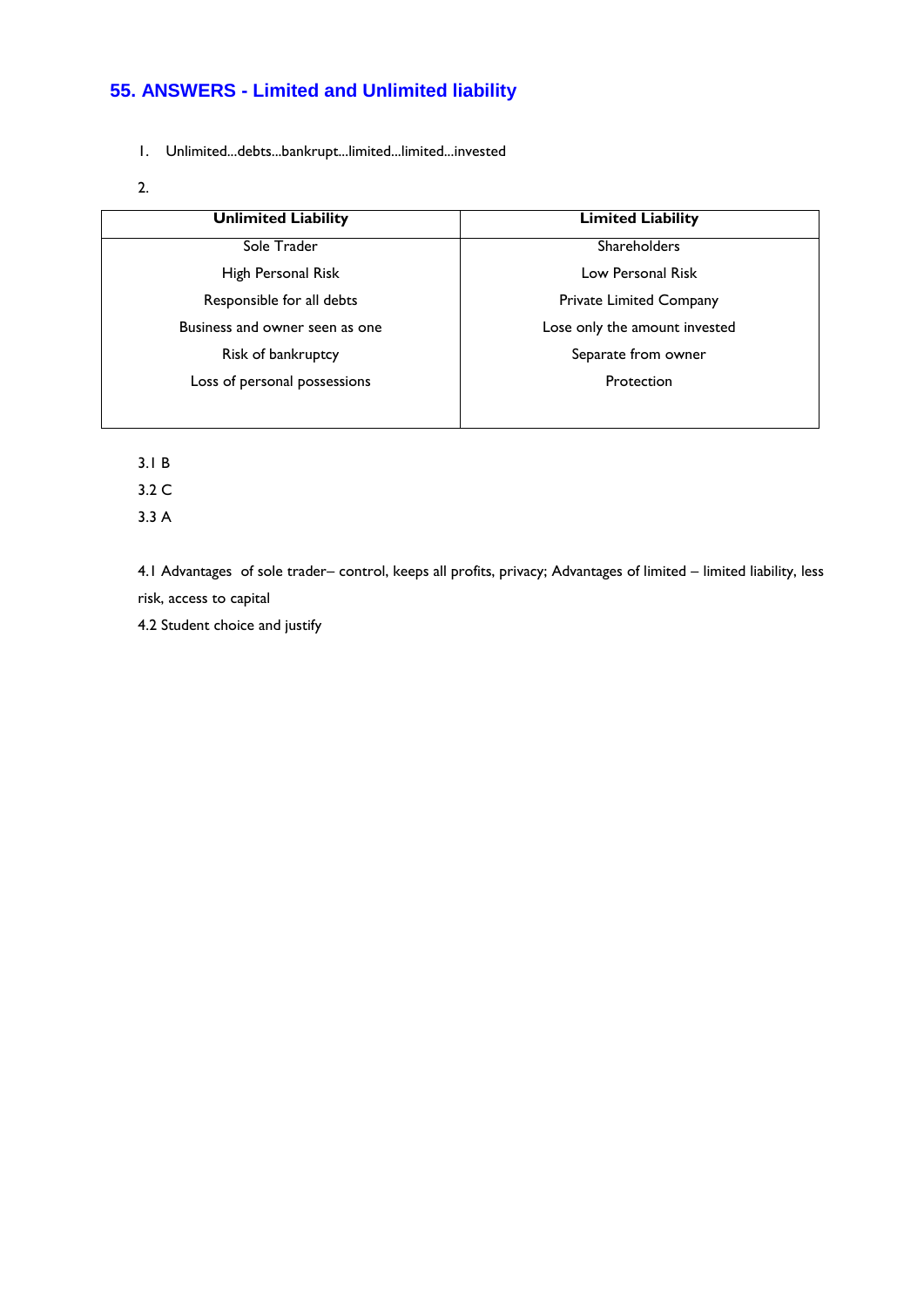## 55. ANSWERS - Limited and Unlimited liability

1. Unlimited...debts...bankrupt...limited...limited...invested

2.

| Unlimited Liability | Limited Liability |
|---|---|
| Sole Trader | Shareholders |
| High Personal Risk | Low Personal Risk |
| Responsible for all debts | Private Limited Company |
| Business and owner seen as one | Lose only the amount invested |
| Risk of bankruptcy | Separate from owner |
| Loss of personal possessions | Protection |

3.1 B

3.2 C

3.3 A

4.1 Advantages of sole trader– control, keeps all profits, privacy; Advantages of limited – limited liability, less risk, access to capital

4.2 Student choice and justify